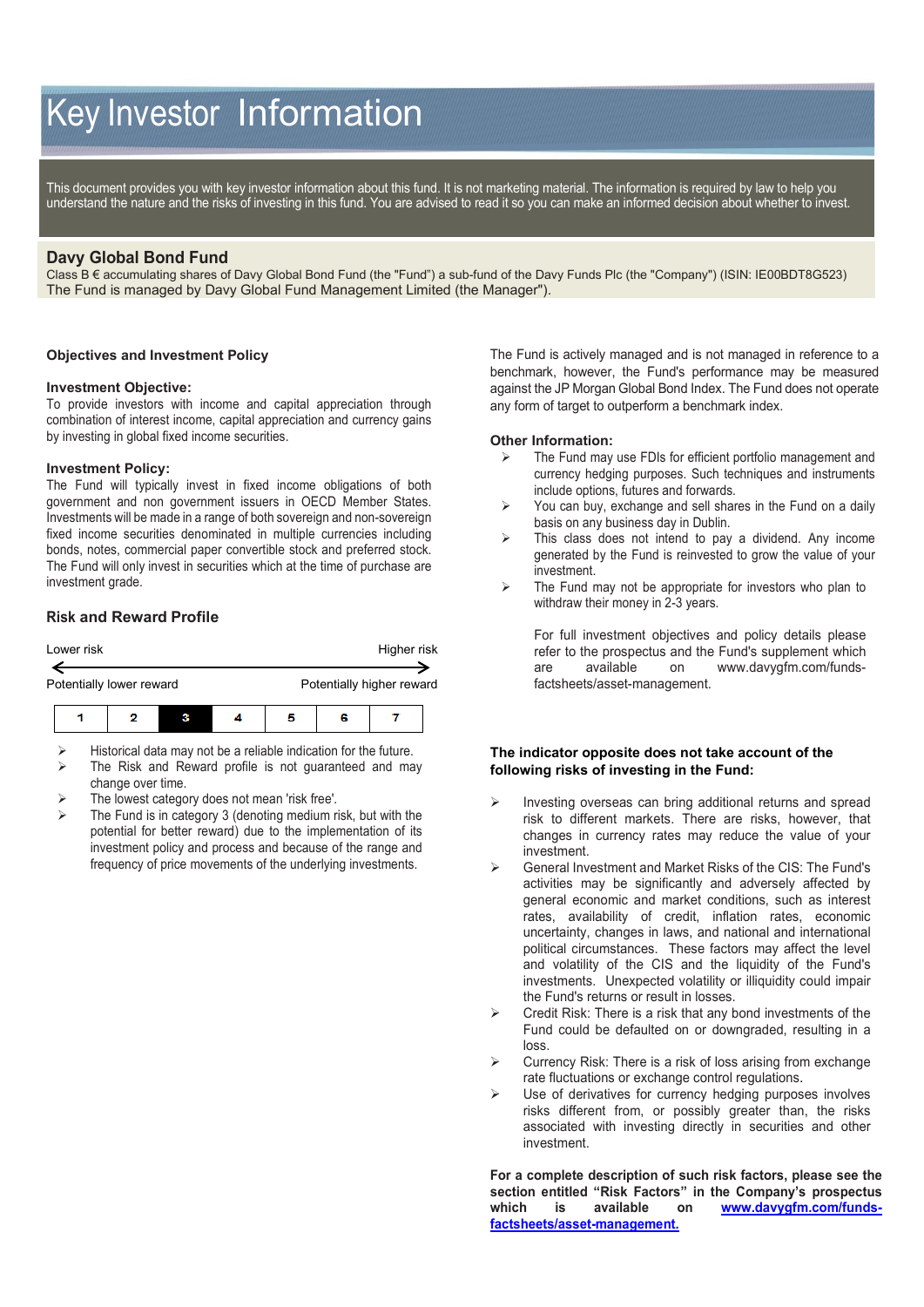# Key Investor Information

This document provides you with key investor information about this fund. It is not marketing material. The information is required by law to help you understand the nature and the risks of investing in this fund. You are advised to read it so you can make an informed decision about whether to invest.

## Davy Global Bond Fund

Class B € accumulating shares of Davy Global Bond Fund (the "Fund") a sub-fund of the Davy Funds Plc (the "Company") (ISIN: IE00BDT8G523)
The Fund is managed by Davy Global Fund Management Limited (the Manager").

### Objectives and Investment Policy

**Investment Objective:**
To provide investors with income and capital appreciation through combination of interest income, capital appreciation and currency gains by investing in global fixed income securities.

**Investment Policy:**
The Fund will typically invest in fixed income obligations of both government and non government issuers in OECD Member States. Investments will be made in a range of both sovereign and non-sovereign fixed income securities denominated in multiple currencies including bonds, notes, commercial paper convertible stock and preferred stock. The Fund will only invest in securities which at the time of purchase are investment grade.

The Fund is actively managed and is not managed in reference to a benchmark, however, the Fund's performance may be measured against the JP Morgan Global Bond Index. The Fund does not operate any form of target to outperform a benchmark index.

**Other Information:**

- The Fund may use FDIs for efficient portfolio management and currency hedging purposes. Such techniques and instruments include options, futures and forwards.
- You can buy, exchange and sell shares in the Fund on a daily basis on any business day in Dublin.
- This class does not intend to pay a dividend. Any income generated by the Fund is reinvested to grow the value of your investment.
- The Fund may not be appropriate for investors who plan to withdraw their money in 2-3 years.

  For full investment objectives and policy details please refer to the prospectus and the Fund's supplement which are available on www.davygfm.com/funds-factsheets/asset-management.

### Risk and Reward Profile

Lower risk ← → Higher risk

Potentially lower reward — Potentially higher reward

| 1 | 2 | **3** | 4 | 5 | 6 | 7 |
|---|---|---|---|---|---|---|

- Historical data may not be a reliable indication for the future.
- The Risk and Reward profile is not guaranteed and may change over time.
- The lowest category does not mean 'risk free'.
- The Fund is in category 3 (denoting medium risk, but with the potential for better reward) due to the implementation of its investment policy and process and because of the range and frequency of price movements of the underlying investments.

**The indicator opposite does not take account of the following risks of investing in the Fund:**

- Investing overseas can bring additional returns and spread risk to different markets. There are risks, however, that changes in currency rates may reduce the value of your investment.
- General Investment and Market Risks of the CIS: The Fund's activities may be significantly and adversely affected by general economic and market conditions, such as interest rates, availability of credit, inflation rates, economic uncertainty, changes in laws, and national and international political circumstances. These factors may affect the level and volatility of the CIS and the liquidity of the Fund's investments. Unexpected volatility or illiquidity could impair the Fund's returns or result in losses.
- Credit Risk: There is a risk that any bond investments of the Fund could be defaulted on or downgraded, resulting in a loss.
- Currency Risk: There is a risk of loss arising from exchange rate fluctuations or exchange control regulations.
- Use of derivatives for currency hedging purposes involves risks different from, or possibly greater than, the risks associated with investing directly in securities and other investment.

**For a complete description of such risk factors, please see the section entitled "Risk Factors" in the Company's prospectus which is available on [www.davygfm.com/funds-factsheets/asset-management.](www.davygfm.com/funds-factsheets/asset-management)**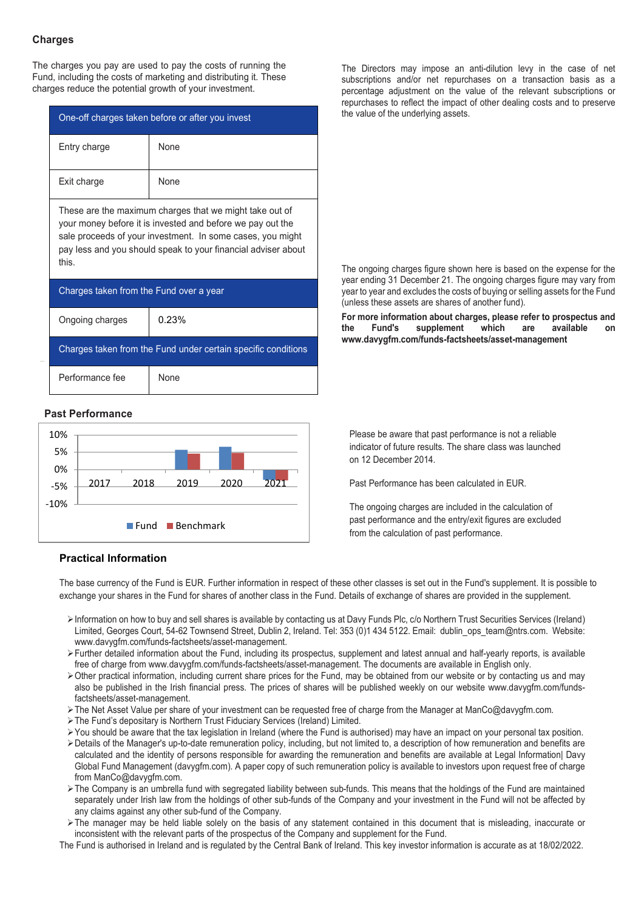## Charges

The charges you pay are used to pay the costs of running the Fund, including the costs of marketing and distributing it. These charges reduce the potential growth of your investment.

| One-off charges taken before or after you invest | |
|---|---|
| Entry charge | None |
| Exit charge | None |
| These are the maximum charges that we might take out of your money before it is invested and before we pay out the sale proceeds of your investment. In some cases, you might pay less and you should speak to your financial adviser about this. | |
| **Charges taken from the Fund over a year** | |
| Ongoing charges | 0.23% |
| **Charges taken from the Fund under certain specific conditions** | |
| Performance fee | None |

The Directors may impose an anti-dilution levy in the case of net subscriptions and/or net repurchases on a transaction basis as a percentage adjustment on the value of the relevant subscriptions or repurchases to reflect the impact of other dealing costs and to preserve the value of the underlying assets.

The ongoing charges figure shown here is based on the expense for the year ending 31 December 21. The ongoing charges figure may vary from year to year and excludes the costs of buying or selling assets for the Fund (unless these assets are shares of another fund).

**For more information about charges, please refer to prospectus and the Fund's supplement which are available on www.davygfm.com/funds-factsheets/asset-management**

### Past Performance

10%
5%
0%
-5%
-10%
2017 2018 2019 2020 2021
Fund Benchmark

Please be aware that past performance is not a reliable indicator of future results. The share class was launched on 12 December 2014.

Past Performance has been calculated in EUR.

The ongoing charges are included in the calculation of past performance and the entry/exit figures are excluded from the calculation of past performance.

### Practical Information

The base currency of the Fund is EUR. Further information in respect of these other classes is set out in the Fund's supplement. It is possible to exchange your shares in the Fund for shares of another class in the Fund. Details of exchange of shares are provided in the supplement.

- Information on how to buy and sell shares is available by contacting us at Davy Funds Plc, c/o Northern Trust Securities Services (Ireland) Limited, Georges Court, 54-62 Townsend Street, Dublin 2, Ireland. Tel: 353 (0)1 434 5122. Email: dublin_ops_team@ntrs.com. Website: www.davygfm.com/funds-factsheets/asset-management.
- Further detailed information about the Fund, including its prospectus, supplement and latest annual and half-yearly reports, is available free of charge from www.davygfm.com/funds-factsheets/asset-management. The documents are available in English only.
- Other practical information, including current share prices for the Fund, may be obtained from our website or by contacting us and may also be published in the Irish financial press. The prices of shares will be published weekly on our website www.davygfm.com/funds-factsheets/asset-management.
- The Net Asset Value per share of your investment can be requested free of charge from the Manager at ManCo@davygfm.com.
- The Fund's depositary is Northern Trust Fiduciary Services (Ireland) Limited.
- You should be aware that the tax legislation in Ireland (where the Fund is authorised) may have an impact on your personal tax position.
- Details of the Manager's up-to-date remuneration policy, including, but not limited to, a description of how remuneration and benefits are calculated and the identity of persons responsible for awarding the remuneration and benefits are available at Legal Information| Davy Global Fund Management (davygfm.com). A paper copy of such remuneration policy is available to investors upon request free of charge from ManCo@davygfm.com.
- The Company is an umbrella fund with segregated liability between sub-funds. This means that the holdings of the Fund are maintained separately under Irish law from the holdings of other sub-funds of the Company and your investment in the Fund will not be affected by any claims against any other sub-fund of the Company.
- The manager may be held liable solely on the basis of any statement contained in this document that is misleading, inaccurate or inconsistent with the relevant parts of the prospectus of the Company and supplement for the Fund.

The Fund is authorised in Ireland and is regulated by the Central Bank of Ireland. This key investor information is accurate as at 18/02/2022.